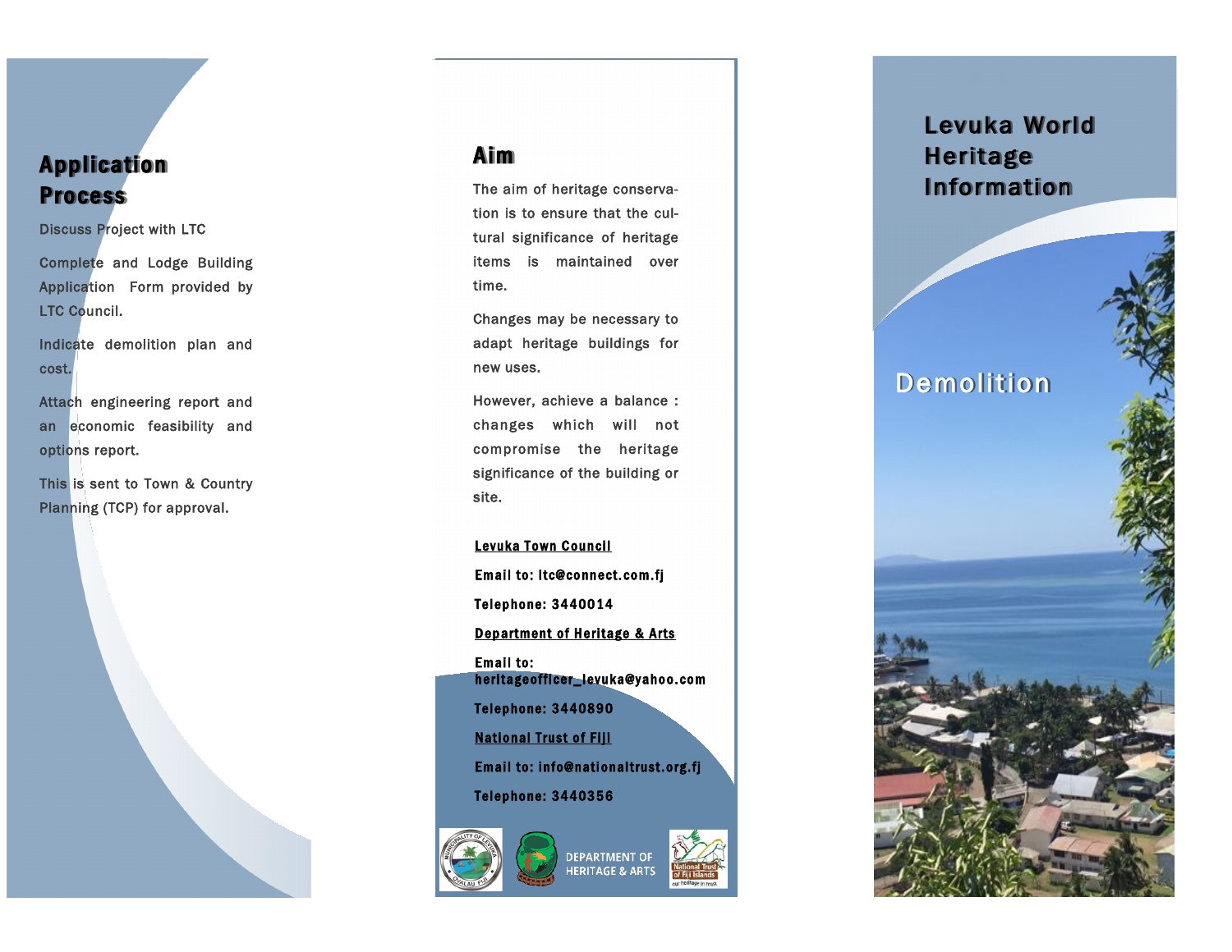## Application Process

Discuss Project with LTC

Complete and Lodge Building Application Form provided by LTC Council.

Indicate demolition plan and cost.

Attach engineering report and an economic feasibility and options report.

This is sent to Town & Country Planning (TCP) for approval.

## Aim

The aim of heritage conservation is to ensure that the cultural significance of heritage items is maintained over time.

Changes may be necessary to adapt heritage buildings for new uses.

However, achieve a balance : changes which will not compromise the heritage significance of the building or site.

**Levuka Town Council**

**Email to: ltc@connect.com.fj**

**Telephone: 3440014**

**Department of Heritage & Arts**

**Email to: heritageofficer_levuka@yahoo.com**

**Telephone: 3440890**

**National Trust of Fiji**

**Email to: info@nationaltrust.org.fj**

**Telephone: 3440356**

DEPARTMENT OF HERITAGE & ARTS

# Levuka World Heritage Information

## Demolition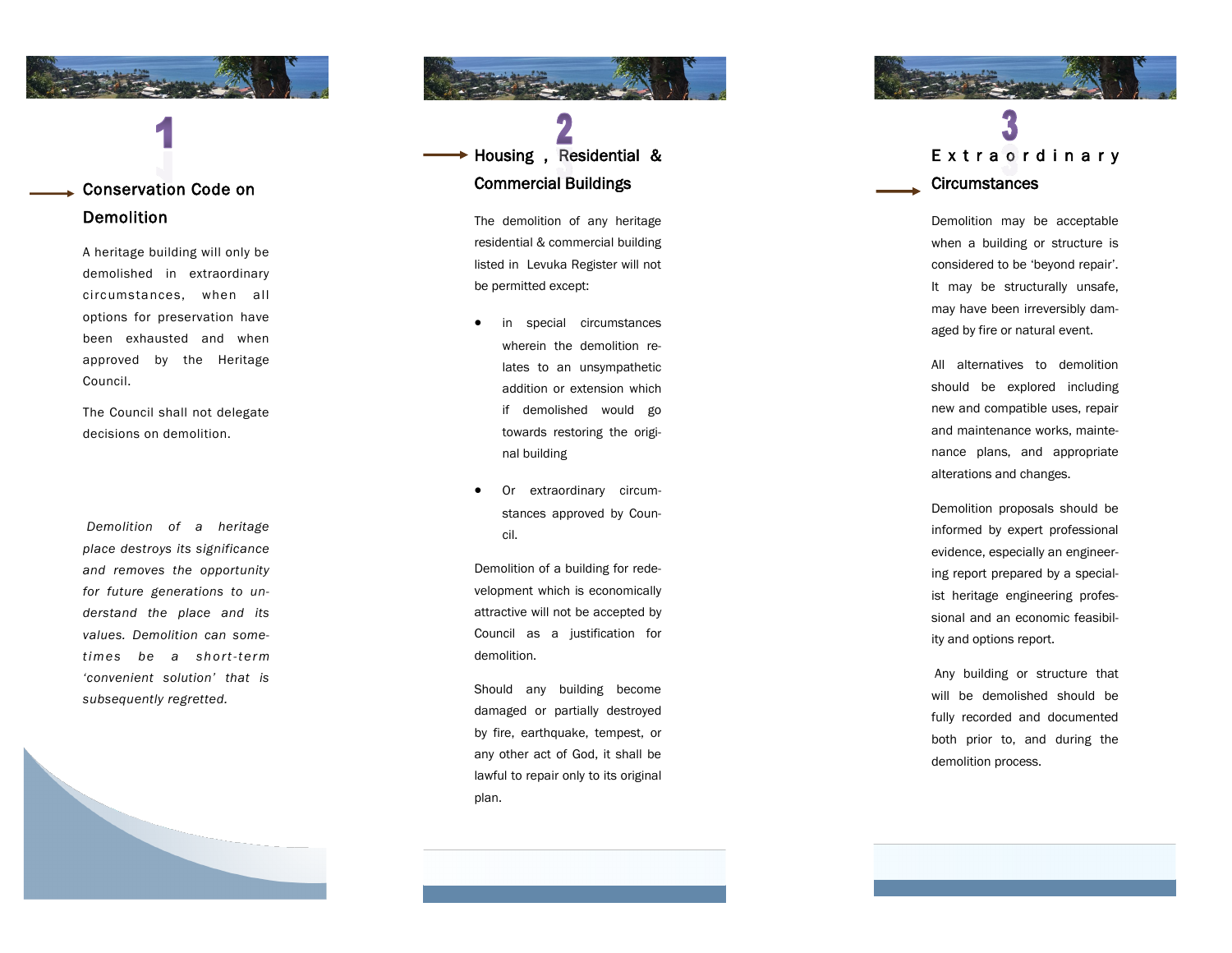## 1

## Conservation Code on Demolition

A heritage building will only be demolished in extraordinary circumstances, when all options for preservation have been exhausted and when approved by the Heritage Council.

The Council shall not delegate decisions on demolition.

*Demolition of a heritage place destroys its significance and removes the opportunity for future generations to understand the place and its values. Demolition can sometimes be a short-term 'convenient solution' that is subsequently regretted.*

## 2

## Housing , Residential & Commercial Buildings

The demolition of any heritage residential & commercial building listed in Levuka Register will not be permitted except:

- in special circumstances wherein the demolition relates to an unsympathetic addition or extension which if demolished would go towards restoring the original building
- Or extraordinary circumstances approved by Council.

Demolition of a building for redevelopment which is economically attractive will not be accepted by Council as a justification for demolition.

Should any building become damaged or partially destroyed by fire, earthquake, tempest, or any other act of God, it shall be lawful to repair only to its original plan.

## 3

## Extraordinary Circumstances

Demolition may be acceptable when a building or structure is considered to be 'beyond repair'. It may be structurally unsafe, may have been irreversibly damaged by fire or natural event.

All alternatives to demolition should be explored including new and compatible uses, repair and maintenance works, maintenance plans, and appropriate alterations and changes.

Demolition proposals should be informed by expert professional evidence, especially an engineering report prepared by a specialist heritage engineering professional and an economic feasibility and options report.

Any building or structure that will be demolished should be fully recorded and documented both prior to, and during the demolition process.